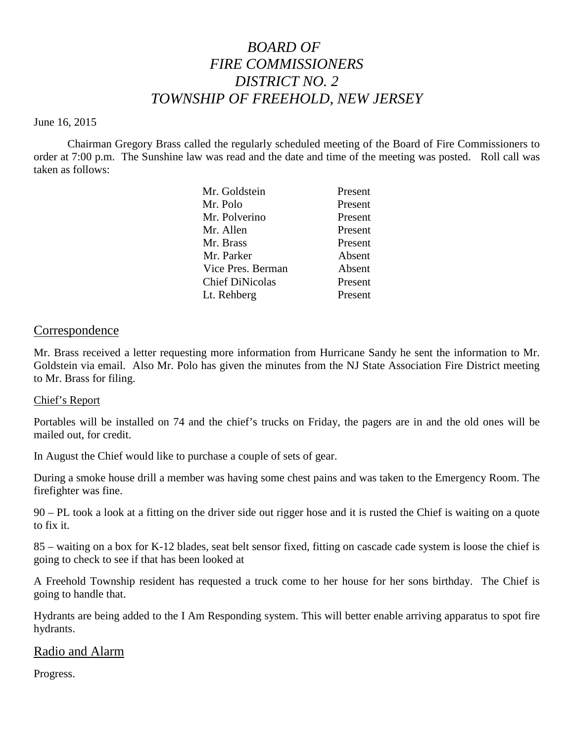# *BOARD OF FIRE COMMISSIONERS DISTRICT NO. 2 TOWNSHIP OF FREEHOLD, NEW JERSEY*

June 16, 2015

Chairman Gregory Brass called the regularly scheduled meeting of the Board of Fire Commissioners to order at 7:00 p.m. The Sunshine law was read and the date and time of the meeting was posted. Roll call was taken as follows:

| | |
|---|---|
| Mr. Goldstein | Present |
| Mr. Polo | Present |
| Mr. Polverino | Present |
| Mr. Allen | Present |
| Mr. Brass | Present |
| Mr. Parker | Absent |
| Vice Pres. Berman | Absent |
| Chief DiNicolas | Present |
| Lt. Rehberg | Present |

## Correspondence

Mr. Brass received a letter requesting more information from Hurricane Sandy he sent the information to Mr. Goldstein via email. Also Mr. Polo has given the minutes from the NJ State Association Fire District meeting to Mr. Brass for filing.

### Chief's Report

Portables will be installed on 74 and the chief's trucks on Friday, the pagers are in and the old ones will be mailed out, for credit.

In August the Chief would like to purchase a couple of sets of gear.

During a smoke house drill a member was having some chest pains and was taken to the Emergency Room. The firefighter was fine.

90 – PL took a look at a fitting on the driver side out rigger hose and it is rusted the Chief is waiting on a quote to fix it.

85 – waiting on a box for K-12 blades, seat belt sensor fixed, fitting on cascade cade system is loose the chief is going to check to see if that has been looked at

A Freehold Township resident has requested a truck come to her house for her sons birthday. The Chief is going to handle that.

Hydrants are being added to the I Am Responding system. This will better enable arriving apparatus to spot fire hydrants.

## Radio and Alarm

Progress.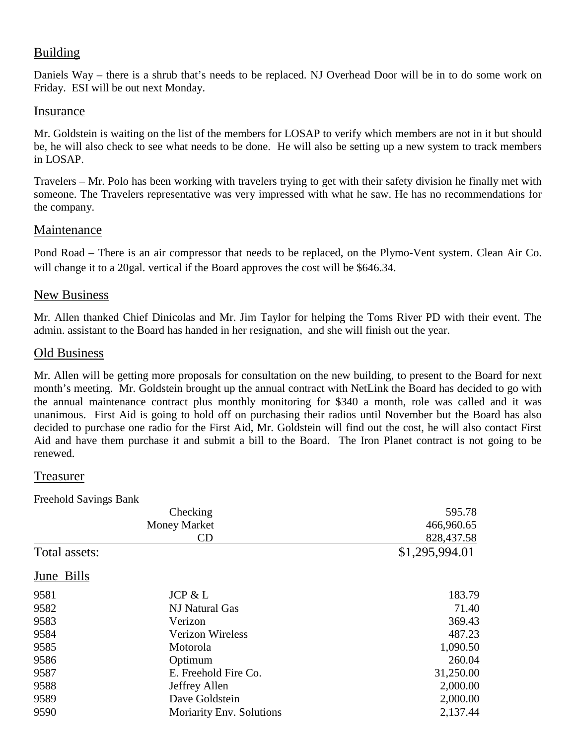## Building

Daniels Way – there is a shrub that's needs to be replaced. NJ Overhead Door will be in to do some work on Friday. ESI will be out next Monday.

## Insurance

Mr. Goldstein is waiting on the list of the members for LOSAP to verify which members are not in it but should be, he will also check to see what needs to be done. He will also be setting up a new system to track members in LOSAP.

Travelers – Mr. Polo has been working with travelers trying to get with their safety division he finally met with someone. The Travelers representative was very impressed with what he saw. He has no recommendations for the company.

## Maintenance

Pond Road – There is an air compressor that needs to be replaced, on the Plymo-Vent system. Clean Air Co. will change it to a 20gal. vertical if the Board approves the cost will be $646.34.

## New Business

Mr. Allen thanked Chief Dinicolas and Mr. Jim Taylor for helping the Toms River PD with their event. The admin. assistant to the Board has handed in her resignation, and she will finish out the year.

## Old Business

Mr. Allen will be getting more proposals for consultation on the new building, to present to the Board for next month's meeting. Mr. Goldstein brought up the annual contract with NetLink the Board has decided to go with the annual maintenance contract plus monthly monitoring for $340 a month, role was called and it was unanimous. First Aid is going to hold off on purchasing their radios until November but the Board has also decided to purchase one radio for the First Aid, Mr. Goldstein will find out the cost, he will also contact First Aid and have them purchase it and submit a bill to the Board. The Iron Planet contract is not going to be renewed.

## Treasurer

Freehold Savings Bank

| | | |
|---|---|---|
| | Checking | 595.78 |
| | Money Market | 466,960.65 |
| | CD | 828,437.58 |
| Total assets: | | $1,295,994.01 |

## June Bills

| | | |
|---|---|---|
| 9581 | JCP & L | 183.79 |
| 9582 | NJ Natural Gas | 71.40 |
| 9583 | Verizon | 369.43 |
| 9584 | Verizon Wireless | 487.23 |
| 9585 | Motorola | 1,090.50 |
| 9586 | Optimum | 260.04 |
| 9587 | E. Freehold Fire Co. | 31,250.00 |
| 9588 | Jeffrey Allen | 2,000.00 |
| 9589 | Dave Goldstein | 2,000.00 |
| 9590 | Moriarity Env. Solutions | 2,137.44 |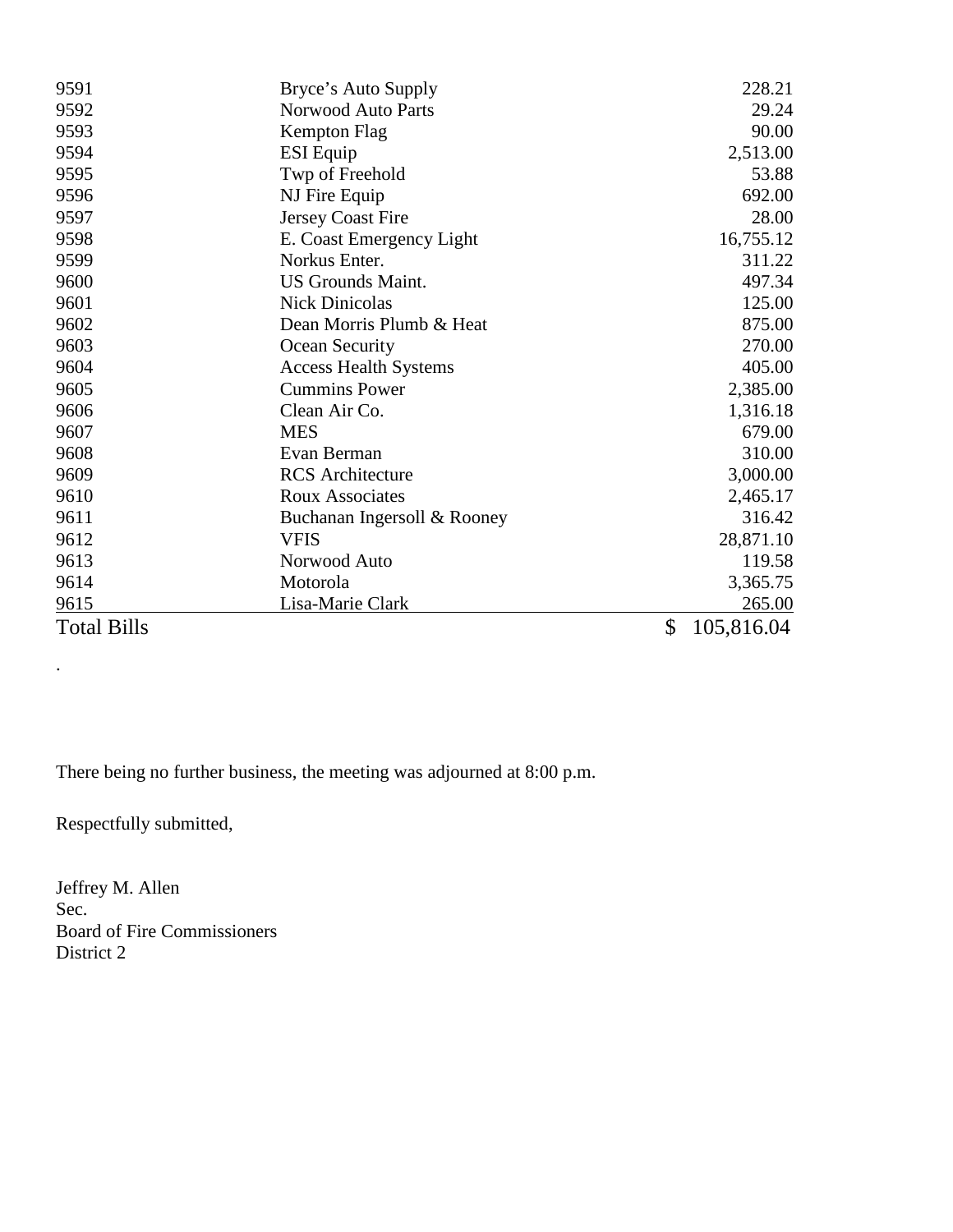| | | |
|---|---|---|
| 9591 | Bryce's Auto Supply | 228.21 |
| 9592 | Norwood Auto Parts | 29.24 |
| 9593 | Kempton Flag | 90.00 |
| 9594 | ESI Equip | 2,513.00 |
| 9595 | Twp of Freehold | 53.88 |
| 9596 | NJ Fire Equip | 692.00 |
| 9597 | Jersey Coast Fire | 28.00 |
| 9598 | E. Coast Emergency Light | 16,755.12 |
| 9599 | Norkus Enter. | 311.22 |
| 9600 | US Grounds Maint. | 497.34 |
| 9601 | Nick Dinicolas | 125.00 |
| 9602 | Dean Morris Plumb & Heat | 875.00 |
| 9603 | Ocean Security | 270.00 |
| 9604 | Access Health Systems | 405.00 |
| 9605 | Cummins Power | 2,385.00 |
| 9606 | Clean Air Co. | 1,316.18 |
| 9607 | MES | 679.00 |
| 9608 | Evan Berman | 310.00 |
| 9609 | RCS Architecture | 3,000.00 |
| 9610 | Roux Associates | 2,465.17 |
| 9611 | Buchanan Ingersoll & Rooney | 316.42 |
| 9612 | VFIS | 28,871.10 |
| 9613 | Norwood Auto | 119.58 |
| 9614 | Motorola | 3,365.75 |
| 9615 | Lisa-Marie Clark | 265.00 |
| Total Bills | | $ 105,816.04 |

.

There being no further business, the meeting was adjourned at 8:00 p.m.

Respectfully submitted,

Jeffrey M. Allen
Sec.
Board of Fire Commissioners
District 2